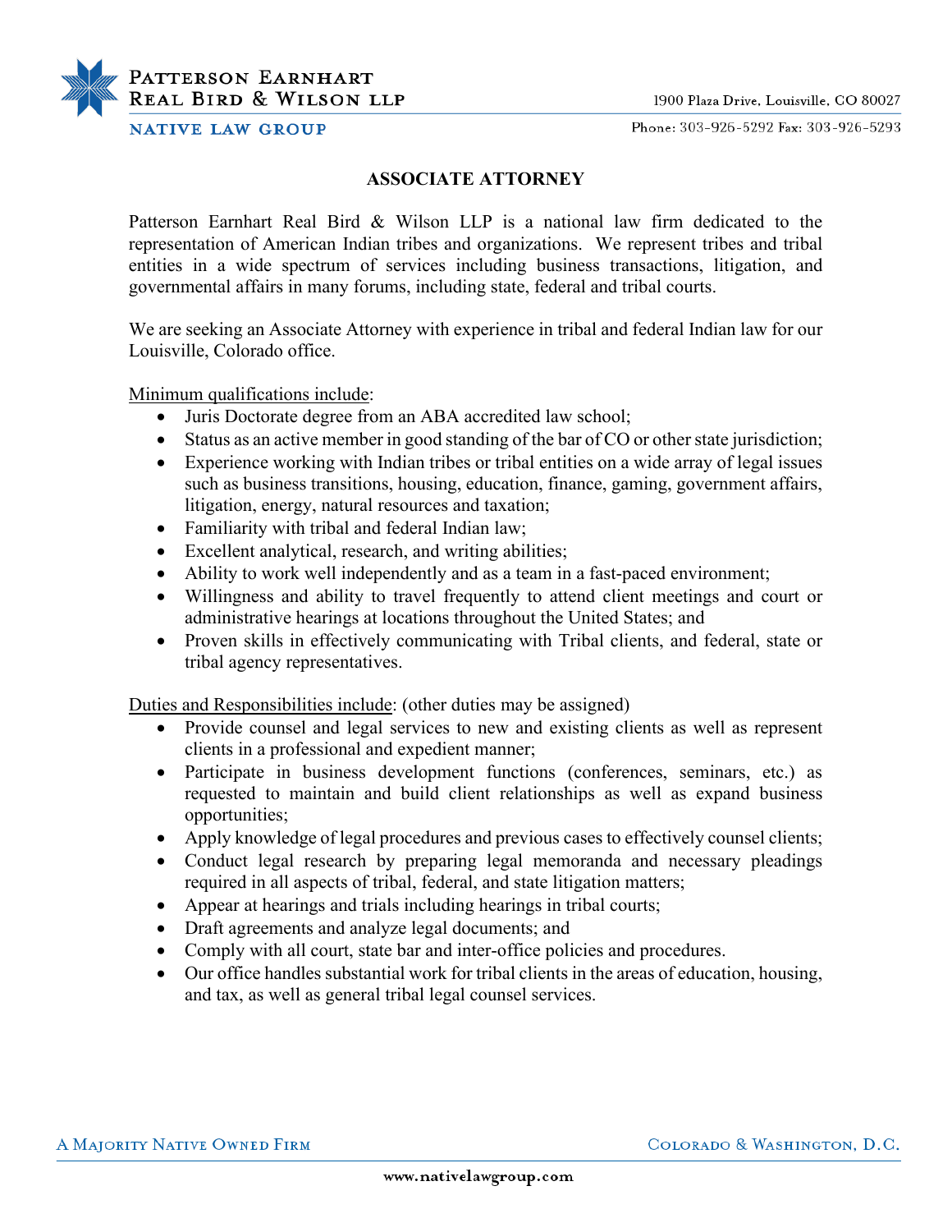Patterson Earnhart Real Bird & Wilson LLP

Native Law Group

1900 Plaza Drive, Louisville, CO 80027

Phone: 303-926-5292 Fax: 303-926-5293

# ASSOCIATE ATTORNEY

Patterson Earnhart Real Bird & Wilson LLP is a national law firm dedicated to the representation of American Indian tribes and organizations. We represent tribes and tribal entities in a wide spectrum of services including business transactions, litigation, and governmental affairs in many forums, including state, federal and tribal courts.

We are seeking an Associate Attorney with experience in tribal and federal Indian law for our Louisville, Colorado office.

Minimum qualifications include:

- Juris Doctorate degree from an ABA accredited law school;
- Status as an active member in good standing of the bar of CO or other state jurisdiction;
- Experience working with Indian tribes or tribal entities on a wide array of legal issues such as business transitions, housing, education, finance, gaming, government affairs, litigation, energy, natural resources and taxation;
- Familiarity with tribal and federal Indian law;
- Excellent analytical, research, and writing abilities;
- Ability to work well independently and as a team in a fast-paced environment;
- Willingness and ability to travel frequently to attend client meetings and court or administrative hearings at locations throughout the United States; and
- Proven skills in effectively communicating with Tribal clients, and federal, state or tribal agency representatives.

Duties and Responsibilities include: (other duties may be assigned)

- Provide counsel and legal services to new and existing clients as well as represent clients in a professional and expedient manner;
- Participate in business development functions (conferences, seminars, etc.) as requested to maintain and build client relationships as well as expand business opportunities;
- Apply knowledge of legal procedures and previous cases to effectively counsel clients;
- Conduct legal research by preparing legal memoranda and necessary pleadings required in all aspects of tribal, federal, and state litigation matters;
- Appear at hearings and trials including hearings in tribal courts;
- Draft agreements and analyze legal documents; and
- Comply with all court, state bar and inter-office policies and procedures.
- Our office handles substantial work for tribal clients in the areas of education, housing, and tax, as well as general tribal legal counsel services.

A Majority Native Owned Firm — Colorado & Washington, D.C.

www.nativelawgroup.com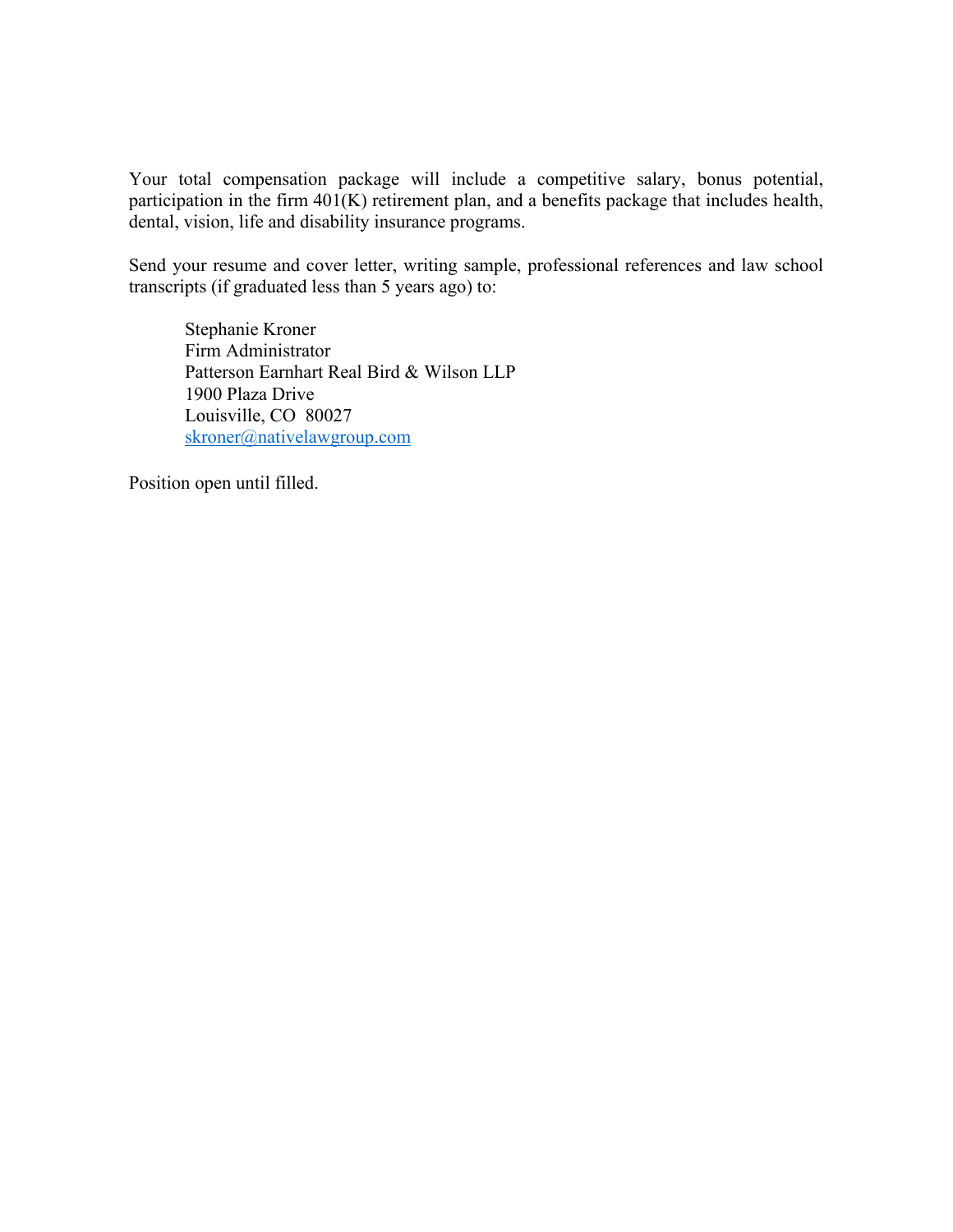Your total compensation package will include a competitive salary, bonus potential, participation in the firm 401(K) retirement plan, and a benefits package that includes health, dental, vision, life and disability insurance programs.

Send your resume and cover letter, writing sample, professional references and law school transcripts (if graduated less than 5 years ago) to:

> Stephanie Kroner  
> Firm Administrator  
> Patterson Earnhart Real Bird & Wilson LLP  
> 1900 Plaza Drive  
> Louisville, CO 80027  
> skroner@nativelawgroup.com

Position open until filled.